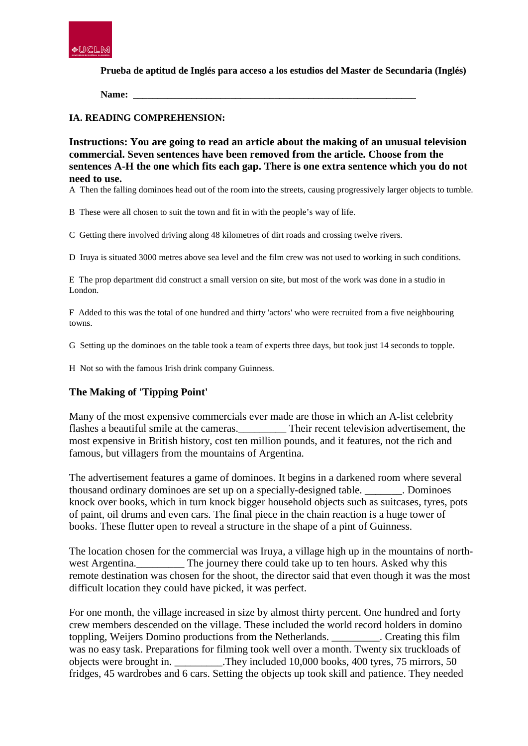**Prueba de aptitud de Inglés para acceso a los estudios del Master de Secundaria (Inglés)**

**Name: ___________________________________________________________**

**IA. READING COMPREHENSION:**

**Instructions: You are going to read an article about the making of an unusual television commercial. Seven sentences have been removed from the article. Choose from the sentences A-H the one which fits each gap. There is one extra sentence which you do not need to use.**

A Then the falling dominoes head out of the room into the streets, causing progressively larger objects to tumble.

B These were all chosen to suit the town and fit in with the people's way of life.

C Getting there involved driving along 48 kilometres of dirt roads and crossing twelve rivers.

D Iruya is situated 3000 metres above sea level and the film crew was not used to working in such conditions.

E The prop department did construct a small version on site, but most of the work was done in a studio in London.

F Added to this was the total of one hundred and thirty 'actors' who were recruited from a five neighbouring towns.

G Setting up the dominoes on the table took a team of experts three days, but took just 14 seconds to topple.

H Not so with the famous Irish drink company Guinness.

## The Making of 'Tipping Point'

Many of the most expensive commercials ever made are those in which an A-list celebrity flashes a beautiful smile at the cameras._________ Their recent television advertisement, the most expensive in British history, cost ten million pounds, and it features, not the rich and famous, but villagers from the mountains of Argentina.

The advertisement features a game of dominoes. It begins in a darkened room where several thousand ordinary dominoes are set up on a specially-designed table. _______. Dominoes knock over books, which in turn knock bigger household objects such as suitcases, tyres, pots of paint, oil drums and even cars. The final piece in the chain reaction is a huge tower of books. These flutter open to reveal a structure in the shape of a pint of Guinness.

The location chosen for the commercial was Iruya, a village high up in the mountains of north-west Argentina._________ The journey there could take up to ten hours. Asked why this remote destination was chosen for the shoot, the director said that even though it was the most difficult location they could have picked, it was perfect.

For one month, the village increased in size by almost thirty percent. One hundred and forty crew members descended on the village. These included the world record holders in domino toppling, Weijers Domino productions from the Netherlands. _________. Creating this film was no easy task. Preparations for filming took well over a month. Twenty six truckloads of objects were brought in. _________.They included 10,000 books, 400 tyres, 75 mirrors, 50 fridges, 45 wardrobes and 6 cars. Setting the objects up took skill and patience. They needed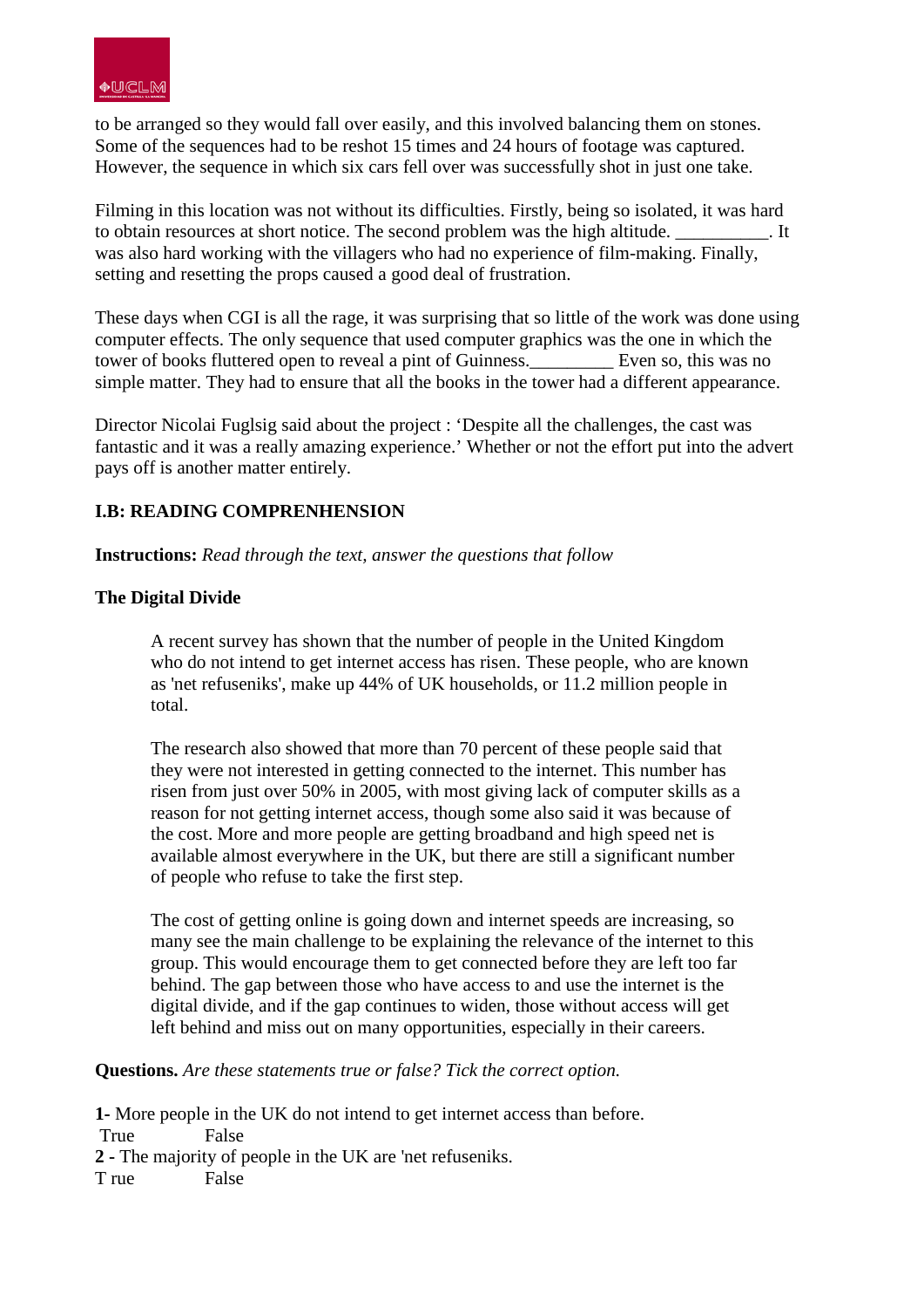to be arranged so they would fall over easily, and this involved balancing them on stones. Some of the sequences had to be reshot 15 times and 24 hours of footage was captured. However, the sequence in which six cars fell over was successfully shot in just one take.

Filming in this location was not without its difficulties. Firstly, being so isolated, it was hard to obtain resources at short notice. The second problem was the high altitude. __________. It was also hard working with the villagers who had no experience of film-making. Finally, setting and resetting the props caused a good deal of frustration.

These days when CGI is all the rage, it was surprising that so little of the work was done using computer effects. The only sequence that used computer graphics was the one in which the tower of books fluttered open to reveal a pint of Guinness._________ Even so, this was no simple matter. They had to ensure that all the books in the tower had a different appearance.

Director Nicolai Fuglsig said about the project : 'Despite all the challenges, the cast was fantastic and it was a really amazing experience.' Whether or not the effort put into the advert pays off is another matter entirely.

**I.B: READING COMPRENHENSION**

**Instructions:** *Read through the text, answer the questions that follow*

**The Digital Divide**

> A recent survey has shown that the number of people in the United Kingdom who do not intend to get internet access has risen. These people, who are known as 'net refuseniks', make up 44% of UK households, or 11.2 million people in total.
>
> The research also showed that more than 70 percent of these people said that they were not interested in getting connected to the internet. This number has risen from just over 50% in 2005, with most giving lack of computer skills as a reason for not getting internet access, though some also said it was because of the cost. More and more people are getting broadband and high speed net is available almost everywhere in the UK, but there are still a significant number of people who refuse to take the first step.
>
> The cost of getting online is going down and internet speeds are increasing, so many see the main challenge to be explaining the relevance of the internet to this group. This would encourage them to get connected before they are left too far behind. The gap between those who have access to and use the internet is the digital divide, and if the gap continues to widen, those without access will get left behind and miss out on many opportunities, especially in their careers.

**Questions.** *Are these statements true or false? Tick the correct option.*

**1**- More people in the UK do not intend to get internet access than before.
True False

**2** - The majority of people in the UK are 'net refuseniks.
T rue False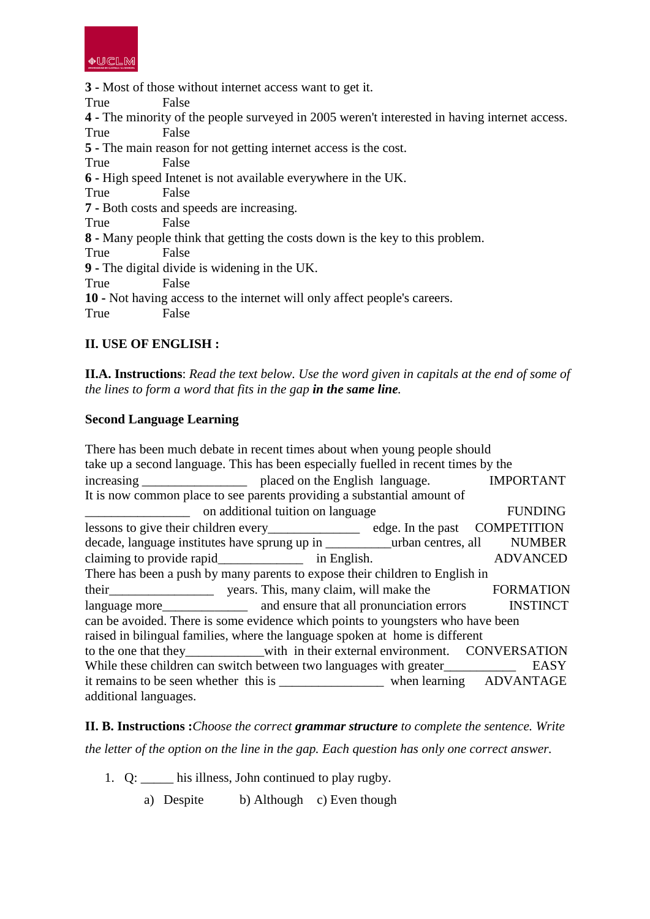**3 -** Most of those without internet access want to get it.
True False

**4 -** The minority of the people surveyed in 2005 weren't interested in having internet access.
True False

**5 -** The main reason for not getting internet access is the cost.
True False

**6 -** High speed Intenet is not available everywhere in the UK.
True False

**7 -** Both costs and speeds are increasing.
True False

**8 -** Many people think that getting the costs down is the key to this problem.
True False

**9 -** The digital divide is widening in the UK.
True False

**10 -** Not having access to the internet will only affect people's careers.
True False

**II. USE OF ENGLISH :**

**II.A. Instructions**: *Read the text below. Use the word given in capitals at the end of some of the lines to form a word that fits in the gap* ***in the same line****.*

**Second Language Learning**

There has been much debate in recent times about when young people should
take up a second language. This has been especially fuelled in recent times by the
increasing ________________ placed on the English language. IMPORTANT
It is now common place to see parents providing a substantial amount of
________________ on additional tuition on language FUNDING
lessons to give their children every______________ edge. In the past COMPETITION
decade, language institutes have sprung up in __________urban centres, all NUMBER
claiming to provide rapid_____________ in English. ADVANCED
There has been a push by many parents to expose their children to English in
their________________ years. This, many claim, will make the FORMATION
language more_____________ and ensure that all pronunciation errors INSTINCT
can be avoided. There is some evidence which points to youngsters who have been
raised in bilingual families, where the language spoken at home is different
to the one that they____________with in their external environment. CONVERSATION
While these children can switch between two languages with greater___________ EASY
it remains to be seen whether this is ________________ when learning ADVANTAGE
additional languages.

**II. B. Instructions :***Choose the correct* ***grammar structure*** *to complete the sentence. Write the letter of the option on the line in the gap. Each question has only one correct answer.*

1. Q: _____ his illness, John continued to play rugby.

   a) Despite b) Although c) Even though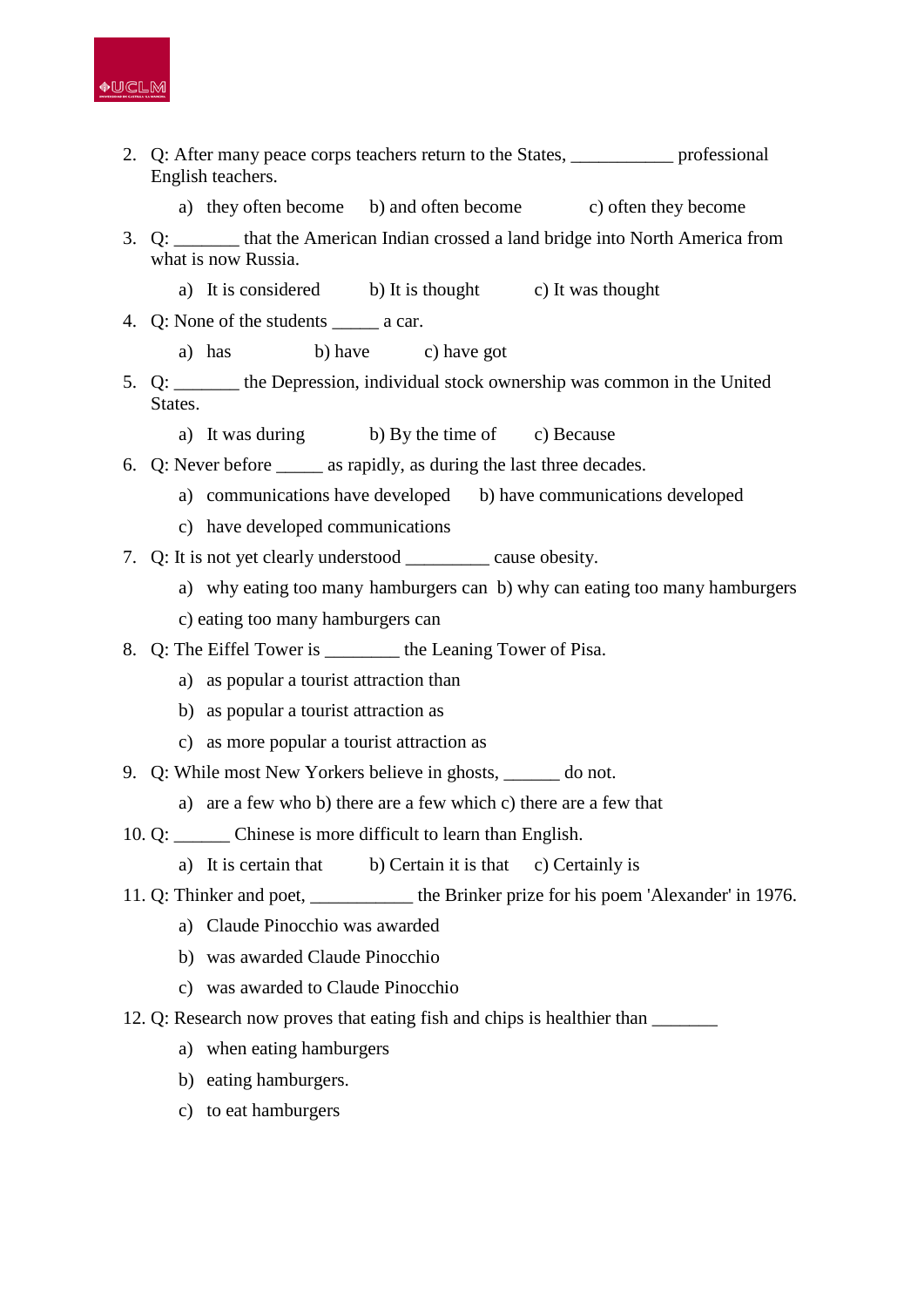2. Q: After many peace corps teachers return to the States, ___________ professional English teachers.

   a) they often become   b) and often become   c) often they become

3. Q: _______ that the American Indian crossed a land bridge into North America from what is now Russia.

   a) It is considered   b) It is thought   c) It was thought

4. Q: None of the students _____ a car.

   a) has   b) have   c) have got

5. Q: _______ the Depression, individual stock ownership was common in the United States.

   a) It was during   b) By the time of   c) Because

6. Q: Never before _____ as rapidly, as during the last three decades.

   a) communications have developed   b) have communications developed

   c) have developed communications

7. Q: It is not yet clearly understood _________ cause obesity.

   a) why eating too many hamburgers can   b) why can eating too many hamburgers

   c) eating too many hamburgers can

8. Q: The Eiffel Tower is ________ the Leaning Tower of Pisa.

   a) as popular a tourist attraction than

   b) as popular a tourist attraction as

   c) as more popular a tourist attraction as

9. Q: While most New Yorkers believe in ghosts, ______ do not.

   a) are a few who b) there are a few which c) there are a few that

10. Q: ______ Chinese is more difficult to learn than English.

    a) It is certain that   b) Certain it is that   c) Certainly is

11. Q: Thinker and poet, ___________ the Brinker prize for his poem 'Alexander' in 1976.

    a) Claude Pinocchio was awarded

    b) was awarded Claude Pinocchio

    c) was awarded to Claude Pinocchio

12. Q: Research now proves that eating fish and chips is healthier than _______

    a) when eating hamburgers

    b) eating hamburgers.

    c) to eat hamburgers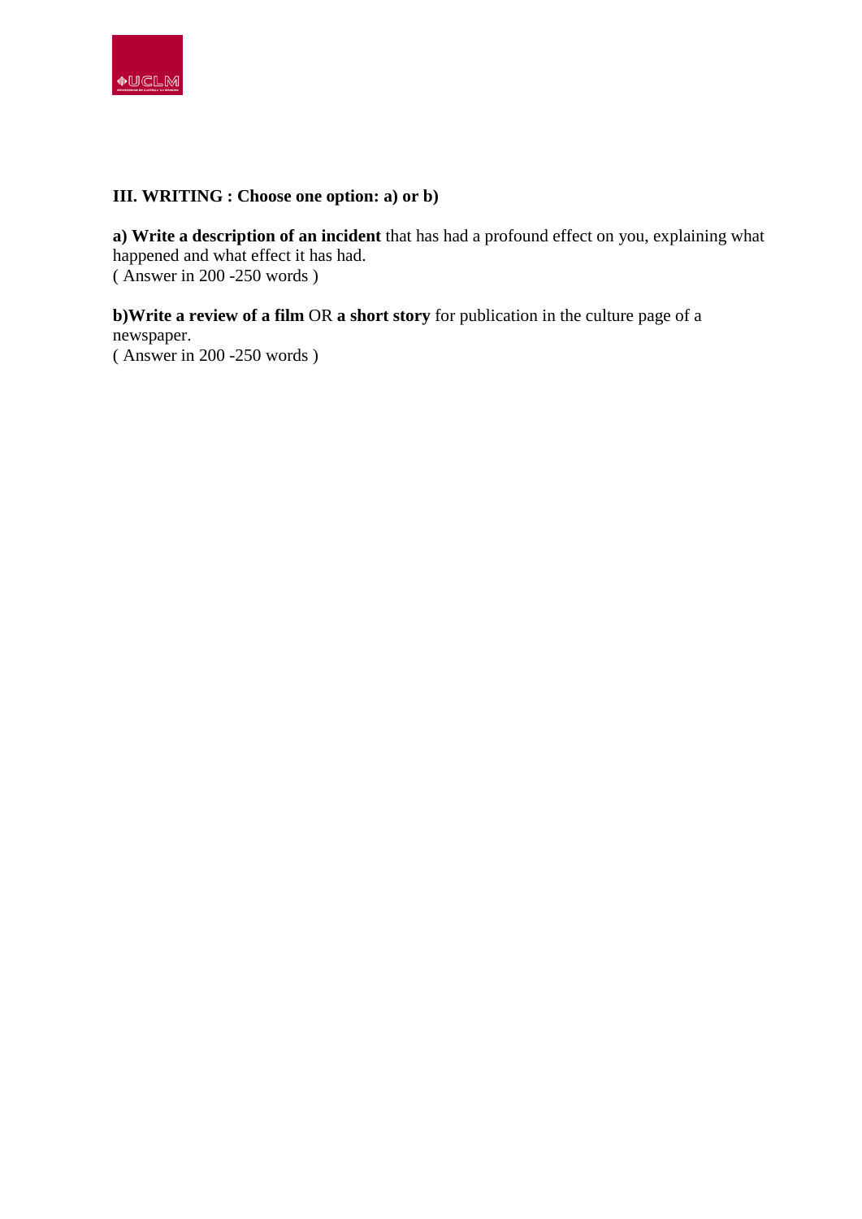**III. WRITING : Choose one option: a) or b)**

**a) Write a description of an incident** that has had a profound effect on you, explaining what happened and what effect it has had.
( Answer in 200 -250 words )

**b)Write a review of a film** OR **a short story** for publication in the culture page of a newspaper.
( Answer in 200 -250 words )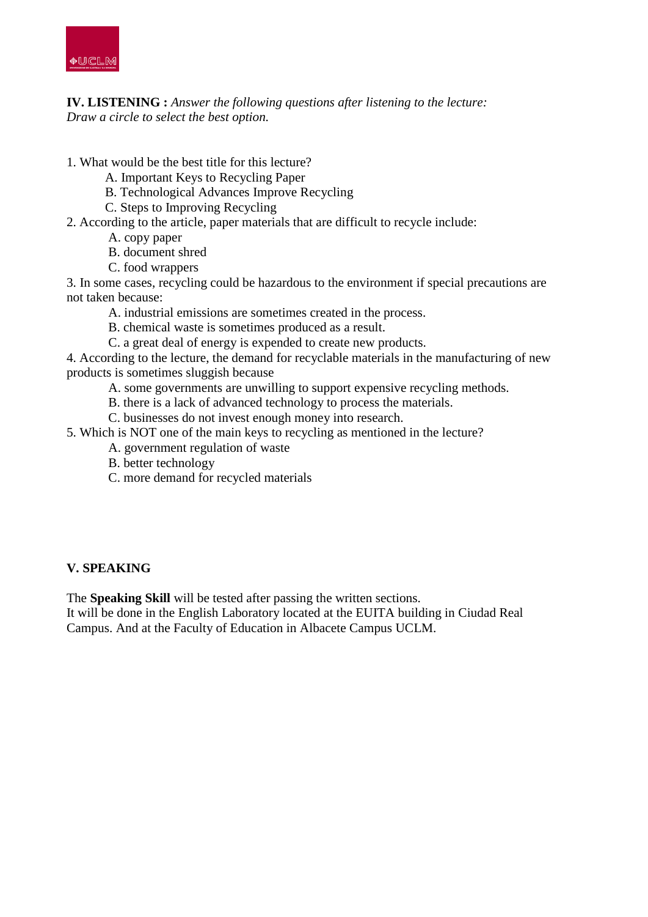**IV. LISTENING :** *Answer the following questions after listening to the lecture: Draw a circle to select the best option.*

1. What would be the best title for this lecture?
   - A. Important Keys to Recycling Paper
   - B. Technological Advances Improve Recycling
   - C. Steps to Improving Recycling
2. According to the article, paper materials that are difficult to recycle include:
   - A. copy paper
   - B. document shred
   - C. food wrappers
3. In some cases, recycling could be hazardous to the environment if special precautions are not taken because:
   - A. industrial emissions are sometimes created in the process.
   - B. chemical waste is sometimes produced as a result.
   - C. a great deal of energy is expended to create new products.
4. According to the lecture, the demand for recyclable materials in the manufacturing of new products is sometimes sluggish because
   - A. some governments are unwilling to support expensive recycling methods.
   - B. there is a lack of advanced technology to process the materials.
   - C. businesses do not invest enough money into research.
5. Which is NOT one of the main keys to recycling as mentioned in the lecture?
   - A. government regulation of waste
   - B. better technology
   - C. more demand for recycled materials

**V. SPEAKING**

The **Speaking Skill** will be tested after passing the written sections.
It will be done in the English Laboratory located at the EUITA building in Ciudad Real Campus. And at the Faculty of Education in Albacete Campus UCLM.